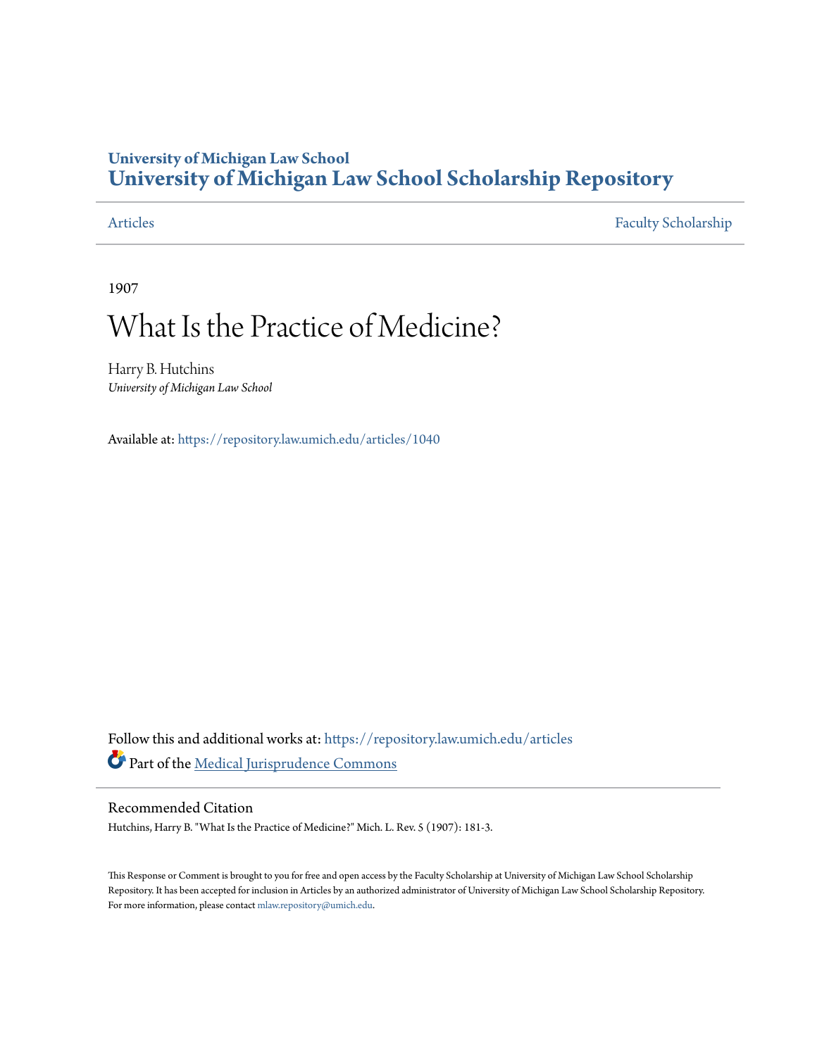# University of Michigan Law School
# University of Michigan Law School Scholarship Repository

Articles | Faculty Scholarship

1907

# What Is the Practice of Medicine?

Harry B. Hutchins
*University of Michigan Law School*

Available at: https://repository.law.umich.edu/articles/1040

Follow this and additional works at: https://repository.law.umich.edu/articles

Part of the Medical Jurisprudence Commons

## Recommended Citation

Hutchins, Harry B. "What Is the Practice of Medicine?" Mich. L. Rev. 5 (1907): 181-3.

This Response or Comment is brought to you for free and open access by the Faculty Scholarship at University of Michigan Law School Scholarship Repository. It has been accepted for inclusion in Articles by an authorized administrator of University of Michigan Law School Scholarship Repository. For more information, please contact mlaw.repository@umich.edu.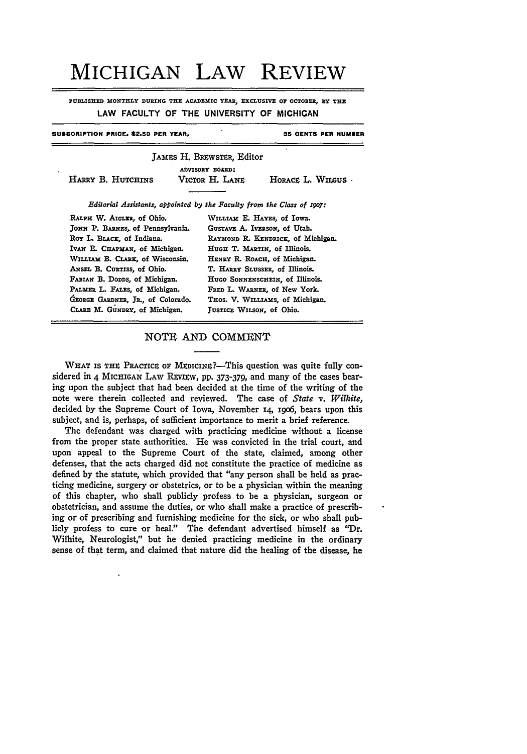# MICHIGAN LAW REVIEW

PUBLISHED MONTHLY DURING THE ACADEMIC YEAR, EXCLUSIVE OF OCTOBER, BY THE

**LAW FACULTY OF THE UNIVERSITY OF MICHIGAN**

SUBSCRIPTION PRICE, $2.50 PER YEAR. 35 CENTS PER NUMBER

JAMES H. BREWSTER, Editor

ADVISORY BOARD:

HARRY B. HUTCHINS VICTOR H. LANE HORACE L. WILGUS

*Editorial Assistants, appointed by the Faculty from the Class of 1907:*

| | |
|---|---|
| RALPH W. AIGLER, of Ohio. | WILLIAM E. HAYES, of Iowa. |
| JOHN P. BARNES, of Pennsylvania. | GUSTAVE A. IVERSON, of Utah. |
| ROY L. BLACK, of Indiana. | RAYMOND R. KENDRICK, of Michigan. |
| IVAN E. CHAPMAN, of Michigan. | HUGH T. MARTIN, of Illinois. |
| WILLIAM B. CLARK, of Wisconsin. | HENRY R. ROACH, of Michigan. |
| ANSEL B. CURTISS, of Ohio. | T. HARRY SLUSSER, of Illinois. |
| FABIAN B. DODDS, of Michigan. | HUGO SONNENSCHEIN, of Illinois. |
| PALMER L. FALES, of Michigan. | FRED L. WARNER, of New York. |
| GEORGE GARDNER, JR., of Colorado. | THOS. V. WILLIAMS, of Michigan. |
| CLARE M. GUNDRY, of Michigan. | JUSTICE WILSON, of Ohio. |

## NOTE AND COMMENT

WHAT IS THE PRACTICE OF MEDICINE?—This question was quite fully considered in 4 MICHIGAN LAW REVIEW, pp. 373-379, and many of the cases bearing upon the subject that had been decided at the time of the writing of the note were therein collected and reviewed. The case of *State* v. *Wilhite*, decided by the Supreme Court of Iowa, November 14, 1906, bears upon this subject, and is, perhaps, of sufficient importance to merit a brief reference.

The defendant was charged with practicing medicine without a license from the proper state authorities. He was convicted in the trial court, and upon appeal to the Supreme Court of the state, claimed, among other defenses, that the acts charged did not constitute the practice of medicine as defined by the statute, which provided that "any person shall be held as practicing medicine, surgery or obstetrics, or to be a physician within the meaning of this chapter, who shall publicly profess to be a physician, surgeon or obstetrician, and assume the duties, or who shall make a practice of prescribing or of prescribing and furnishing medicine for the sick, or who shall publicly profess to cure or heal." The defendant advertised himself as "Dr. Wilhite, Neurologist," but he denied practicing medicine in the ordinary sense of that term, and claimed that nature did the healing of the disease, he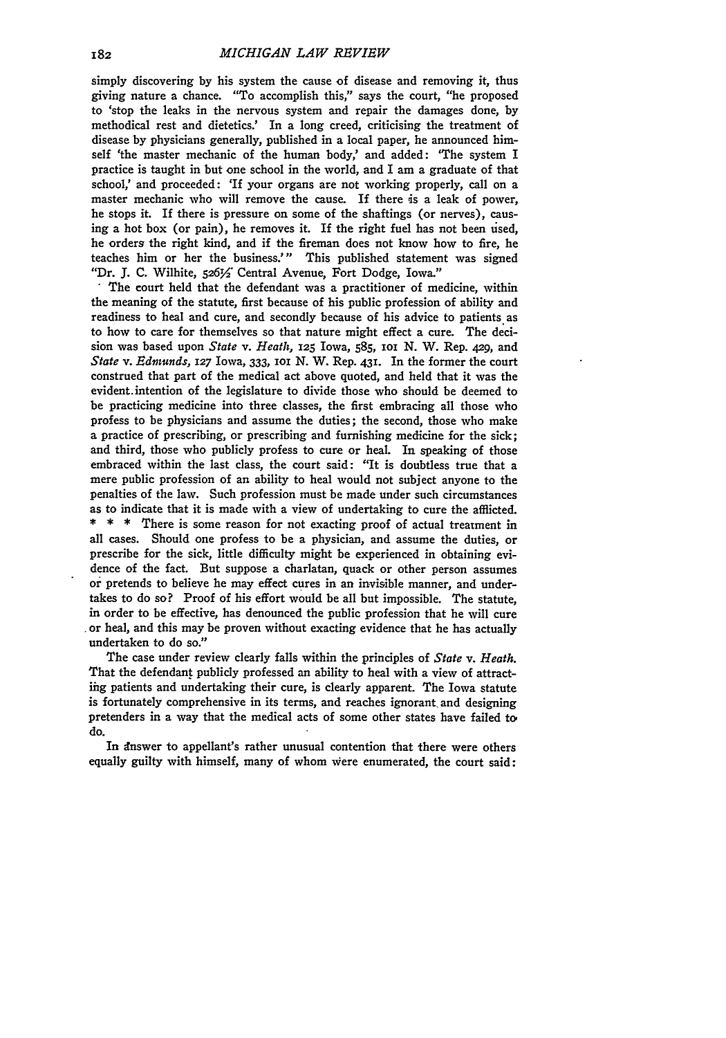simply discovering by his system the cause of disease and removing it, thus giving nature a chance. "To accomplish this," says the court, "he proposed to 'stop the leaks in the nervous system and repair the damages done, by methodical rest and dietetics.' In a long creed, criticising the treatment of disease by physicians generally, published in a local paper, he announced himself 'the master mechanic of the human body,' and added: 'The system I practice is taught in but one school in the world, and I am a graduate of that school,' and proceeded: 'If your organs are not working properly, call on a master mechanic who will remove the cause. If there is a leak of power, he stops it. If there is pressure on some of the shaftings (or nerves), causing a hot box (or pain), he removes it. If the right fuel has not been used, he orders the right kind, and if the fireman does not know how to fire, he teaches him or her the business.'" This published statement was signed "Dr. J. C. Wilhite, 526½ Central Avenue, Fort Dodge, Iowa."

The court held that the defendant was a practitioner of medicine, within the meaning of the statute, first because of his public profession of ability and readiness to heal and cure, and secondly because of his advice to patients as to how to care for themselves so that nature might effect a cure. The decision was based upon *State* v. *Heath*, 125 Iowa, 585, 101 N. W. Rep. 429, and *State* v. *Edmunds*, 127 Iowa, 333, 101 N. W. Rep. 431. In the former the court construed that part of the medical act above quoted, and held that it was the evident intention of the legislature to divide those who should be deemed to be practicing medicine into three classes, the first embracing all those who profess to be physicians and assume the duties; the second, those who make a practice of prescribing, or prescribing and furnishing medicine for the sick; and third, those who publicly profess to cure or heal. In speaking of those embraced within the last class, the court said: "It is doubtless true that a mere public profession of an ability to heal would not subject anyone to the penalties of the law. Such profession must be made under such circumstances as to indicate that it is made with a view of undertaking to cure the afflicted. * * * There is some reason for not exacting proof of actual treatment in all cases. Should one profess to be a physician, and assume the duties, or prescribe for the sick, little difficulty might be experienced in obtaining evidence of the fact. But suppose a charlatan, quack or other person assumes or pretends to believe he may effect cures in an invisible manner, and undertakes to do so? Proof of his effort would be all but impossible. The statute, in order to be effective, has denounced the public profession that he will cure or heal, and this may be proven without exacting evidence that he has actually undertaken to do so."

The case under review clearly falls within the principles of *State* v. *Heath*. That the defendant publicly professed an ability to heal with a view of attracting patients and undertaking their cure, is clearly apparent. The Iowa statute is fortunately comprehensive in its terms, and reaches ignorant and designing pretenders in a way that the medical acts of some other states have failed to do.

In answer to appellant's rather unusual contention that there were others equally guilty with himself, many of whom were enumerated, the court said: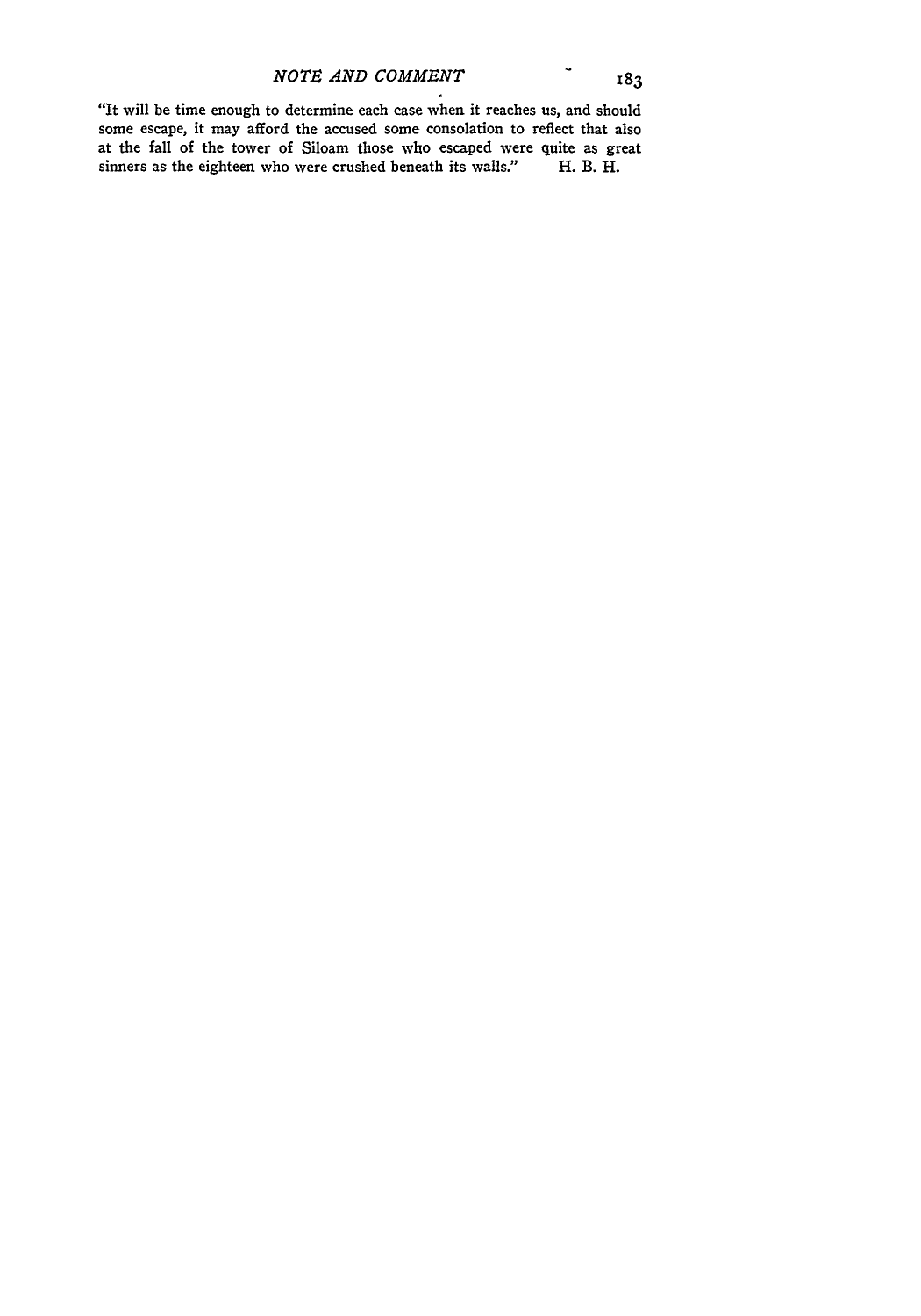"It will be time enough to determine each case when it reaches us, and should some escape, it may afford the accused some consolation to reflect that also at the fall of the tower of Siloam those who escaped were quite as great sinners as the eighteen who were crushed beneath its walls." H. B. H.